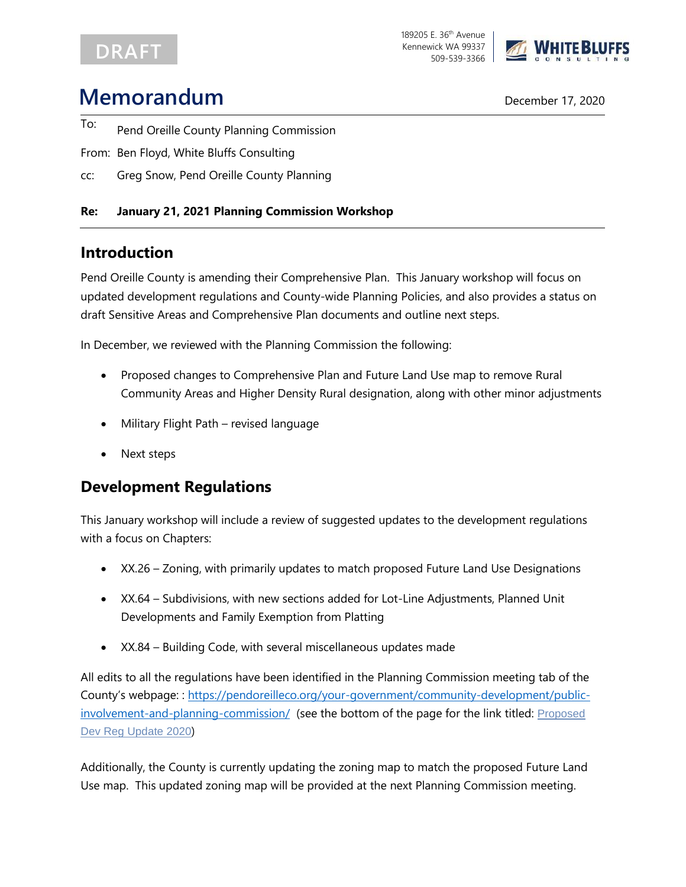DRAFT

189205 E. 36th Avenue
Kennewick WA 99337
509-539-3366

WHITE BLUFFS CONSULTING

# Memorandum

December 17, 2020

To: Pend Oreille County Planning Commission

From: Ben Floyd, White Bluffs Consulting

cc: Greg Snow, Pend Oreille County Planning

**Re: January 21, 2021 Planning Commission Workshop**

## Introduction

Pend Oreille County is amending their Comprehensive Plan. This January workshop will focus on updated development regulations and County-wide Planning Policies, and also provides a status on draft Sensitive Areas and Comprehensive Plan documents and outline next steps.

In December, we reviewed with the Planning Commission the following:

- Proposed changes to Comprehensive Plan and Future Land Use map to remove Rural Community Areas and Higher Density Rural designation, along with other minor adjustments
- Military Flight Path – revised language
- Next steps

## Development Regulations

This January workshop will include a review of suggested updates to the development regulations with a focus on Chapters:

- XX.26 – Zoning, with primarily updates to match proposed Future Land Use Designations
- XX.64 – Subdivisions, with new sections added for Lot-Line Adjustments, Planned Unit Developments and Family Exemption from Platting
- XX.84 – Building Code, with several miscellaneous updates made

All edits to all the regulations have been identified in the Planning Commission meeting tab of the County's webpage: : https://pendoreilleco.org/your-government/community-development/public-involvement-and-planning-commission/ (see the bottom of the page for the link titled: Proposed Dev Reg Update 2020)

Additionally, the County is currently updating the zoning map to match the proposed Future Land Use map. This updated zoning map will be provided at the next Planning Commission meeting.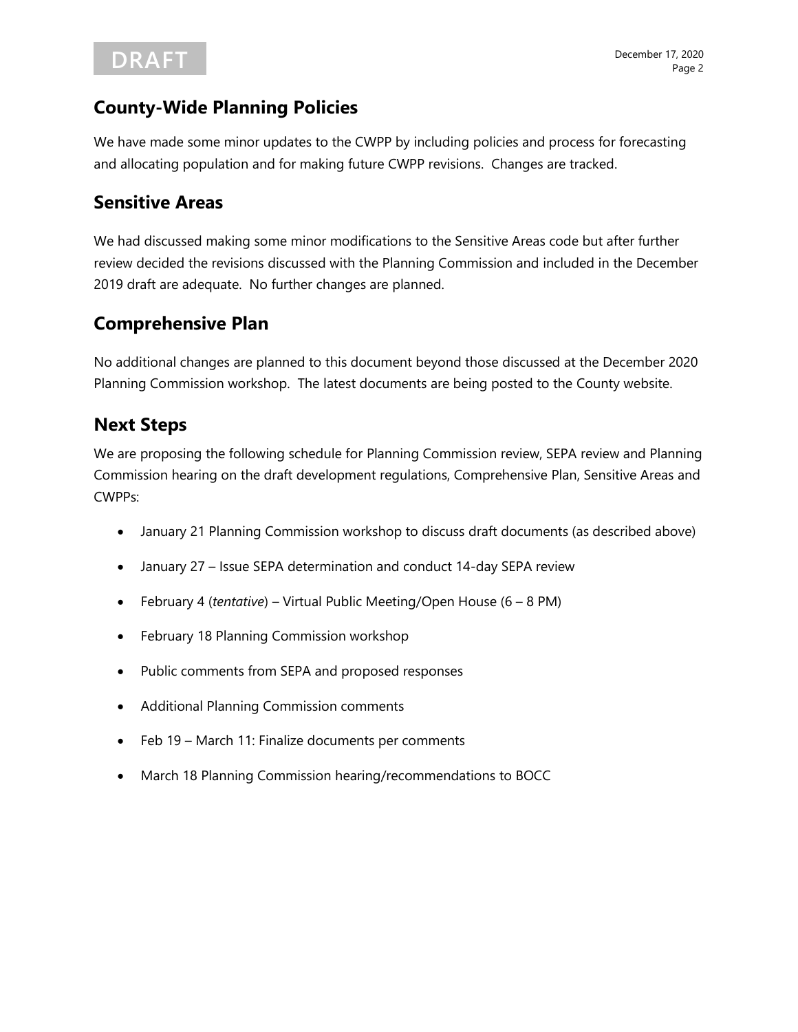## County-Wide Planning Policies

We have made some minor updates to the CWPP by including policies and process for forecasting and allocating population and for making future CWPP revisions. Changes are tracked.

## Sensitive Areas

We had discussed making some minor modifications to the Sensitive Areas code but after further review decided the revisions discussed with the Planning Commission and included in the December 2019 draft are adequate. No further changes are planned.

## Comprehensive Plan

No additional changes are planned to this document beyond those discussed at the December 2020 Planning Commission workshop. The latest documents are being posted to the County website.

## Next Steps

We are proposing the following schedule for Planning Commission review, SEPA review and Planning Commission hearing on the draft development regulations, Comprehensive Plan, Sensitive Areas and CWPPs:

- January 21 Planning Commission workshop to discuss draft documents (as described above)
- January 27 – Issue SEPA determination and conduct 14-day SEPA review
- February 4 (*tentative*) – Virtual Public Meeting/Open House (6 – 8 PM)
- February 18 Planning Commission workshop
- Public comments from SEPA and proposed responses
- Additional Planning Commission comments
- Feb 19 – March 11: Finalize documents per comments
- March 18 Planning Commission hearing/recommendations to BOCC